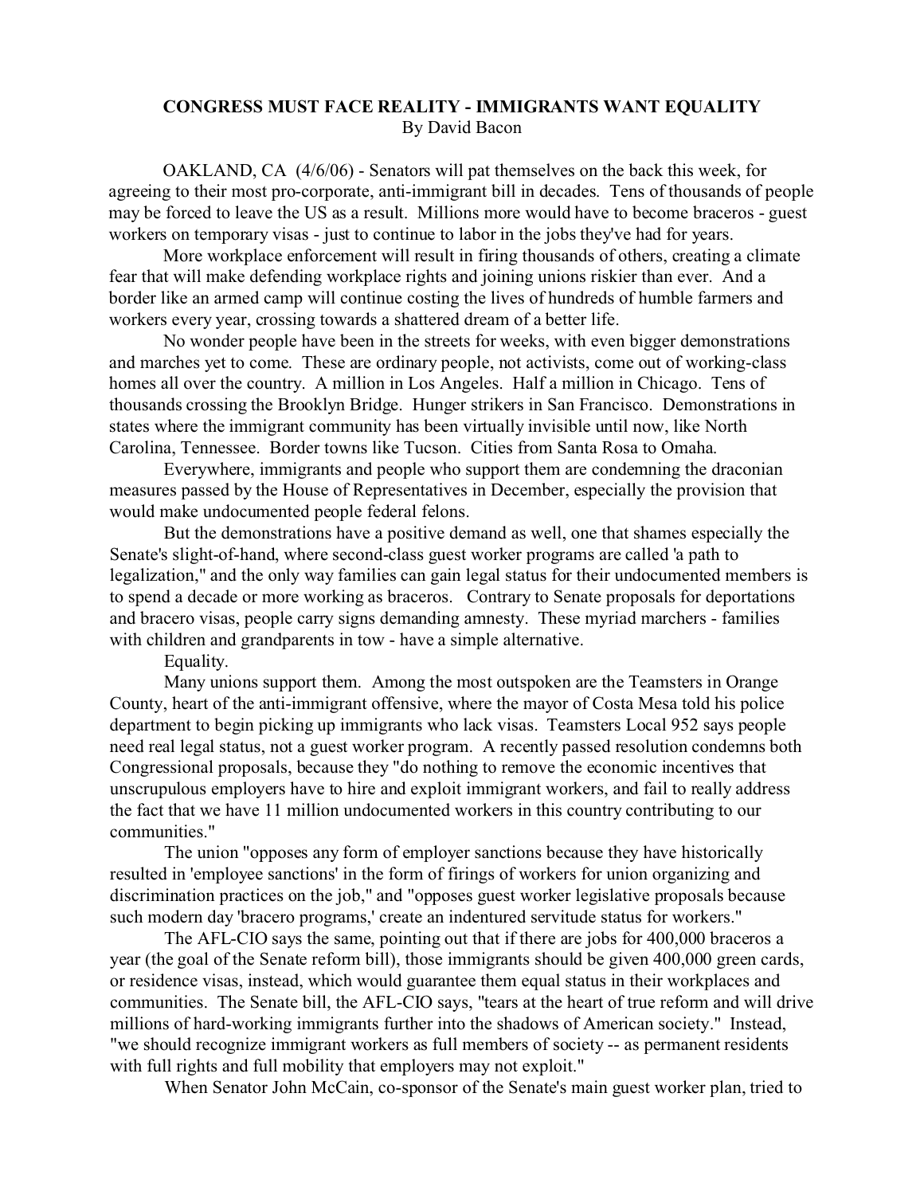# CONGRESS MUST FACE REALITY - IMMIGRANTS WANT EQUALITY

By David Bacon

OAKLAND, CA (4/6/06) - Senators will pat themselves on the back this week, for agreeing to their most pro-corporate, anti-immigrant bill in decades. Tens of thousands of people may be forced to leave the US as a result. Millions more would have to become braceros - guest workers on temporary visas - just to continue to labor in the jobs they've had for years.

More workplace enforcement will result in firing thousands of others, creating a climate fear that will make defending workplace rights and joining unions riskier than ever. And a border like an armed camp will continue costing the lives of hundreds of humble farmers and workers every year, crossing towards a shattered dream of a better life.

No wonder people have been in the streets for weeks, with even bigger demonstrations and marches yet to come. These are ordinary people, not activists, come out of working-class homes all over the country. A million in Los Angeles. Half a million in Chicago. Tens of thousands crossing the Brooklyn Bridge. Hunger strikers in San Francisco. Demonstrations in states where the immigrant community has been virtually invisible until now, like North Carolina, Tennessee. Border towns like Tucson. Cities from Santa Rosa to Omaha.

Everywhere, immigrants and people who support them are condemning the draconian measures passed by the House of Representatives in December, especially the provision that would make undocumented people federal felons.

But the demonstrations have a positive demand as well, one that shames especially the Senate's slight-of-hand, where second-class guest worker programs are called 'a path to legalization," and the only way families can gain legal status for their undocumented members is to spend a decade or more working as braceros. Contrary to Senate proposals for deportations and bracero visas, people carry signs demanding amnesty. These myriad marchers - families with children and grandparents in tow - have a simple alternative.

Equality.

Many unions support them. Among the most outspoken are the Teamsters in Orange County, heart of the anti-immigrant offensive, where the mayor of Costa Mesa told his police department to begin picking up immigrants who lack visas. Teamsters Local 952 says people need real legal status, not a guest worker program. A recently passed resolution condemns both Congressional proposals, because they "do nothing to remove the economic incentives that unscrupulous employers have to hire and exploit immigrant workers, and fail to really address the fact that we have 11 million undocumented workers in this country contributing to our communities."

The union "opposes any form of employer sanctions because they have historically resulted in 'employee sanctions' in the form of firings of workers for union organizing and discrimination practices on the job," and "opposes guest worker legislative proposals because such modern day 'bracero programs,' create an indentured servitude status for workers."

The AFL-CIO says the same, pointing out that if there are jobs for 400,000 braceros a year (the goal of the Senate reform bill), those immigrants should be given 400,000 green cards, or residence visas, instead, which would guarantee them equal status in their workplaces and communities. The Senate bill, the AFL-CIO says, "tears at the heart of true reform and will drive millions of hard-working immigrants further into the shadows of American society." Instead, "we should recognize immigrant workers as full members of society -- as permanent residents with full rights and full mobility that employers may not exploit."

When Senator John McCain, co-sponsor of the Senate's main guest worker plan, tried to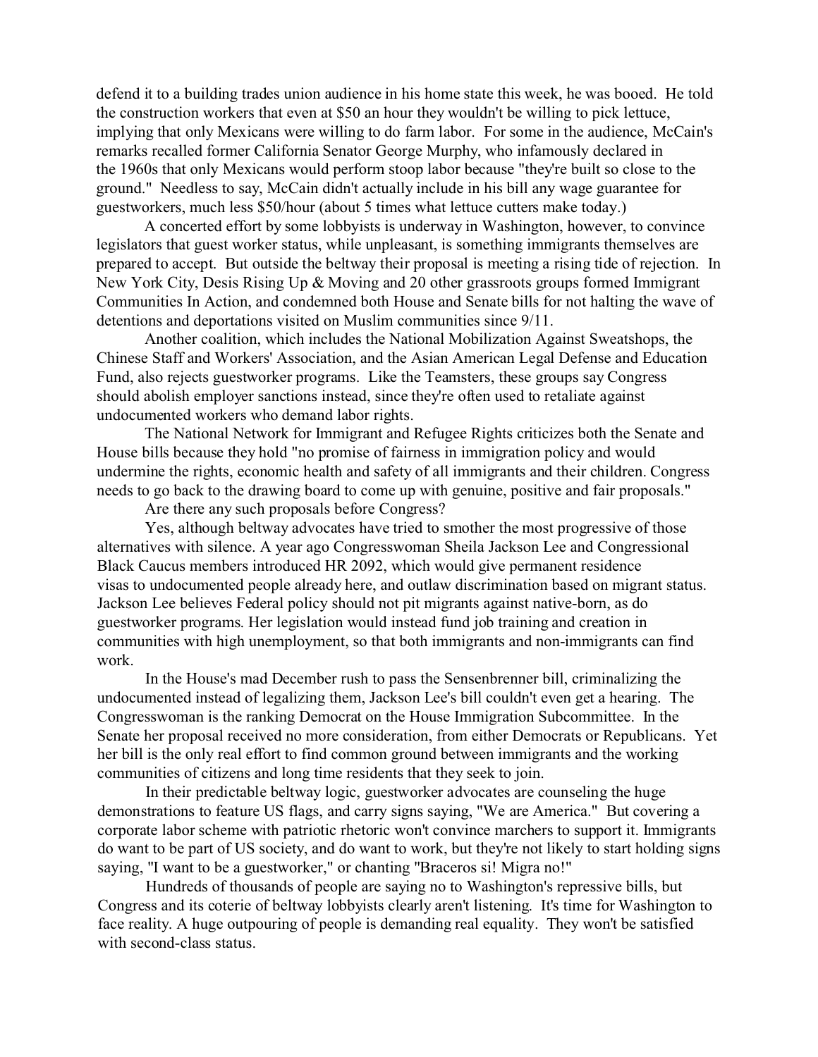defend it to a building trades union audience in his home state this week, he was booed. He told the construction workers that even at $50 an hour they wouldn't be willing to pick lettuce, implying that only Mexicans were willing to do farm labor. For some in the audience, McCain's remarks recalled former California Senator George Murphy, who infamously declared in the 1960s that only Mexicans would perform stoop labor because "they're built so close to the ground." Needless to say, McCain didn't actually include in his bill any wage guarantee for guestworkers, much less $50/hour (about 5 times what lettuce cutters make today.)

A concerted effort by some lobbyists is underway in Washington, however, to convince legislators that guest worker status, while unpleasant, is something immigrants themselves are prepared to accept. But outside the beltway their proposal is meeting a rising tide of rejection. In New York City, Desis Rising Up & Moving and 20 other grassroots groups formed Immigrant Communities In Action, and condemned both House and Senate bills for not halting the wave of detentions and deportations visited on Muslim communities since 9/11.

Another coalition, which includes the National Mobilization Against Sweatshops, the Chinese Staff and Workers' Association, and the Asian American Legal Defense and Education Fund, also rejects guestworker programs. Like the Teamsters, these groups say Congress should abolish employer sanctions instead, since they're often used to retaliate against undocumented workers who demand labor rights.

The National Network for Immigrant and Refugee Rights criticizes both the Senate and House bills because they hold "no promise of fairness in immigration policy and would undermine the rights, economic health and safety of all immigrants and their children. Congress needs to go back to the drawing board to come up with genuine, positive and fair proposals."

Are there any such proposals before Congress?

Yes, although beltway advocates have tried to smother the most progressive of those alternatives with silence. A year ago Congresswoman Sheila Jackson Lee and Congressional Black Caucus members introduced HR 2092, which would give permanent residence visas to undocumented people already here, and outlaw discrimination based on migrant status. Jackson Lee believes Federal policy should not pit migrants against native-born, as do guestworker programs. Her legislation would instead fund job training and creation in communities with high unemployment, so that both immigrants and non-immigrants can find work.

In the House's mad December rush to pass the Sensenbrenner bill, criminalizing the undocumented instead of legalizing them, Jackson Lee's bill couldn't even get a hearing. The Congresswoman is the ranking Democrat on the House Immigration Subcommittee. In the Senate her proposal received no more consideration, from either Democrats or Republicans. Yet her bill is the only real effort to find common ground between immigrants and the working communities of citizens and long time residents that they seek to join.

In their predictable beltway logic, guestworker advocates are counseling the huge demonstrations to feature US flags, and carry signs saying, "We are America." But covering a corporate labor scheme with patriotic rhetoric won't convince marchers to support it. Immigrants do want to be part of US society, and do want to work, but they're not likely to start holding signs saying, "I want to be a guestworker," or chanting "Braceros si! Migra no!"

Hundreds of thousands of people are saying no to Washington's repressive bills, but Congress and its coterie of beltway lobbyists clearly aren't listening. It's time for Washington to face reality. A huge outpouring of people is demanding real equality. They won't be satisfied with second-class status.